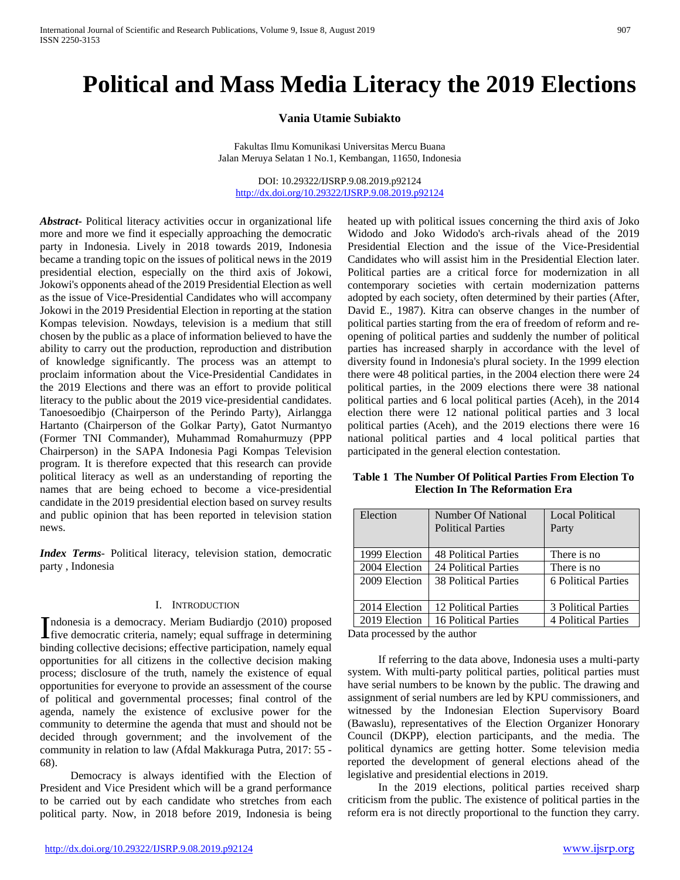# Political and Mass Media Literacy the 2019 Elections

**Vania Utamie Subiakto**

Fakultas Ilmu Komunikasi Universitas Mercu Buana
Jalan Meruya Selatan 1 No.1, Kembangan, 11650, Indonesia

DOI: 10.29322/IJSRP.9.08.2019.p92124
http://dx.doi.org/10.29322/IJSRP.9.08.2019.p92124

***Abstract***- Political literacy activities occur in organizational life more and more we find it especially approaching the democratic party in Indonesia. Lively in 2018 towards 2019, Indonesia became a tranding topic on the issues of political news in the 2019 presidential election, especially on the third axis of Jokowi, Jokowi's opponents ahead of the 2019 Presidential Election as well as the issue of Vice-Presidential Candidates who will accompany Jokowi in the 2019 Presidential Election in reporting at the station Kompas television. Nowdays, television is a medium that still chosen by the public as a place of information believed to have the ability to carry out the production, reproduction and distribution of knowledge significantly. The process was an attempt to proclaim information about the Vice-Presidential Candidates in the 2019 Elections and there was an effort to provide political literacy to the public about the 2019 vice-presidential candidates. Tanoesoedibjo (Chairperson of the Perindo Party), Airlangga Hartanto (Chairperson of the Golkar Party), Gatot Nurmantyo (Former TNI Commander), Muhammad Romahurmuzy (PPP Chairperson) in the SAPA Indonesia Pagi Kompas Television program. It is therefore expected that this research can provide political literacy as well as an understanding of reporting the names that are being echoed to become a vice-presidential candidate in the 2019 presidential election based on survey results and public opinion that has been reported in television station news.

***Index Terms***- Political literacy, television station, democratic party , Indonesia

## I. Introduction

Indonesia is a democracy. Meriam Budiardjo (2010) proposed five democratic criteria, namely; equal suffrage in determining binding collective decisions; effective participation, namely equal opportunities for all citizens in the collective decision making process; disclosure of the truth, namely the existence of equal opportunities for everyone to provide an assessment of the course of political and governmental processes; final control of the agenda, namely the existence of exclusive power for the community to determine the agenda that must and should not be decided through government; and the involvement of the community in relation to law (Afdal Makkuraga Putra, 2017: 55 - 68).

Democracy is always identified with the Election of President and Vice President which will be a grand performance to be carried out by each candidate who stretches from each political party. Now, in 2018 before 2019, Indonesia is being heated up with political issues concerning the third axis of Joko Widodo and Joko Widodo's arch-rivals ahead of the 2019 Presidential Election and the issue of the Vice-Presidential Candidates who will assist him in the Presidential Election later. Political parties are a critical force for modernization in all contemporary societies with certain modernization patterns adopted by each society, often determined by their parties (After, David E., 1987). Kitra can observe changes in the number of political parties starting from the era of freedom of reform and re-opening of political parties and suddenly the number of political parties has increased sharply in accordance with the level of diversity found in Indonesia's plural society. In the 1999 election there were 48 political parties, in the 2004 election there were 24 political parties, in the 2009 elections there were 38 national political parties and 6 local political parties (Aceh), in the 2014 election there were 12 national political parties and 3 local political parties (Aceh), and the 2019 elections there were 16 national political parties and 4 local political parties that participated in the general election contestation.

**Table 1 The Number Of Political Parties From Election To Election In The Reformation Era**

| Election | Number Of National Political Parties | Local Political Party |
|---|---|---|
| 1999 Election | 48 Political Parties | There is no |
| 2004 Election | 24 Political Parties | There is no |
| 2009 Election | 38 Political Parties | 6 Political Parties |
| 2014 Election | 12 Political Parties | 3 Political Parties |
| 2019 Election | 16 Political Parties | 4 Political Parties |

Data processed by the author

If referring to the data above, Indonesia uses a multi-party system. With multi-party political parties, political parties must have serial numbers to be known by the public. The drawing and assignment of serial numbers are led by KPU commissioners, and witnessed by the Indonesian Election Supervisory Board (Bawaslu), representatives of the Election Organizer Honorary Council (DKPP), election participants, and the media. The political dynamics are getting hotter. Some television media reported the development of general elections ahead of the legislative and presidential elections in 2019.

In the 2019 elections, political parties received sharp criticism from the public. The existence of political parties in the reform era is not directly proportional to the function they carry.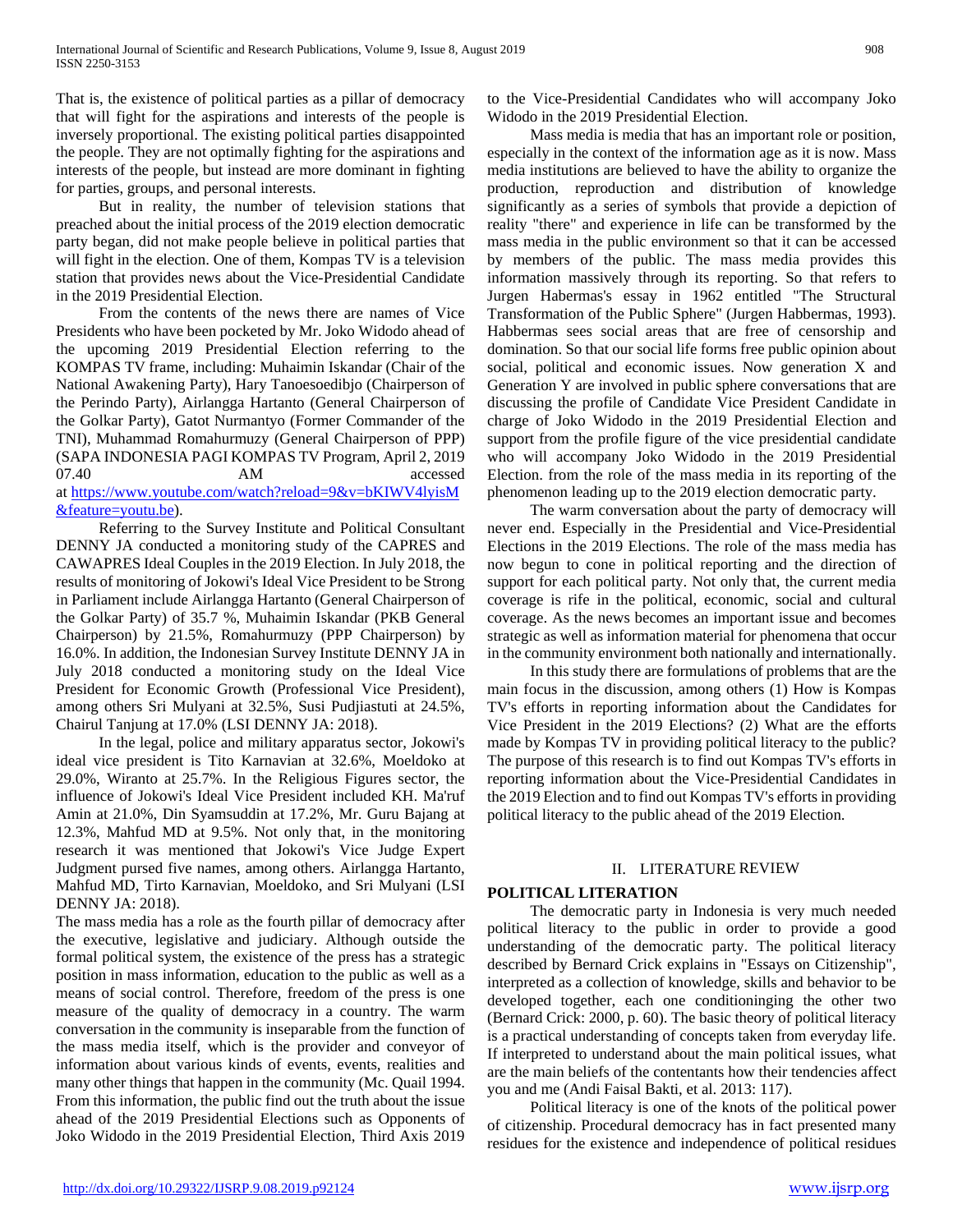That is, the existence of political parties as a pillar of democracy that will fight for the aspirations and interests of the people is inversely proportional. The existing political parties disappointed the people. They are not optimally fighting for the aspirations and interests of the people, but instead are more dominant in fighting for parties, groups, and personal interests.

But in reality, the number of television stations that preached about the initial process of the 2019 election democratic party began, did not make people believe in political parties that will fight in the election. One of them, Kompas TV is a television station that provides news about the Vice-Presidential Candidate in the 2019 Presidential Election.

From the contents of the news there are names of Vice Presidents who have been pocketed by Mr. Joko Widodo ahead of the upcoming 2019 Presidential Election referring to the KOMPAS TV frame, including: Muhaimin Iskandar (Chair of the National Awakening Party), Hary Tanoesoedibjo (Chairperson of the Perindo Party), Airlangga Hartanto (General Chairperson of the Golkar Party), Gatot Nurmantyo (Former Commander of the TNI), Muhammad Romahurmuzy (General Chairperson of PPP) (SAPA INDONESIA PAGI KOMPAS TV Program, April 2, 2019 07.40 AM accessed at https://www.youtube.com/watch?reload=9&v=bKIWV4lyisM&feature=youtu.be).

Referring to the Survey Institute and Political Consultant DENNY JA conducted a monitoring study of the CAPRES and CAWAPRES Ideal Couples in the 2019 Election. In July 2018, the results of monitoring of Jokowi's Ideal Vice President to be Strong in Parliament include Airlangga Hartanto (General Chairperson of the Golkar Party) of 35.7 %, Muhaimin Iskandar (PKB General Chairperson) by 21.5%, Romahurmuzy (PPP Chairperson) by 16.0%. In addition, the Indonesian Survey Institute DENNY JA in July 2018 conducted a monitoring study on the Ideal Vice President for Economic Growth (Professional Vice President), among others Sri Mulyani at 32.5%, Susi Pudjiastuti at 24.5%, Chairul Tanjung at 17.0% (LSI DENNY JA: 2018).

In the legal, police and military apparatus sector, Jokowi's ideal vice president is Tito Karnavian at 32.6%, Moeldoko at 29.0%, Wiranto at 25.7%. In the Religious Figures sector, the influence of Jokowi's Ideal Vice President included KH. Ma'ruf Amin at 21.0%, Din Syamsuddin at 17.2%, Mr. Guru Bajang at 12.3%, Mahfud MD at 9.5%. Not only that, in the monitoring research it was mentioned that Jokowi's Vice Judge Expert Judgment pursed five names, among others. Airlangga Hartanto, Mahfud MD, Tirto Karnavian, Moeldoko, and Sri Mulyani (LSI DENNY JA: 2018).

The mass media has a role as the fourth pillar of democracy after the executive, legislative and judiciary. Although outside the formal political system, the existence of the press has a strategic position in mass information, education to the public as well as a means of social control. Therefore, freedom of the press is one measure of the quality of democracy in a country. The warm conversation in the community is inseparable from the function of the mass media itself, which is the provider and conveyor of information about various kinds of events, events, realities and many other things that happen in the community (Mc. Quail 1994. From this information, the public find out the truth about the issue ahead of the 2019 Presidential Elections such as Opponents of Joko Widodo in the 2019 Presidential Election, Third Axis 2019 to the Vice-Presidential Candidates who will accompany Joko Widodo in the 2019 Presidential Election.

Mass media is media that has an important role or position, especially in the context of the information age as it is now. Mass media institutions are believed to have the ability to organize the production, reproduction and distribution of knowledge significantly as a series of symbols that provide a depiction of reality "there" and experience in life can be transformed by the mass media in the public environment so that it can be accessed by members of the public. The mass media provides this information massively through its reporting. So that refers to Jurgen Habermas's essay in 1962 entitled "The Structural Transformation of the Public Sphere" (Jurgen Habbermas, 1993). Habbermas sees social areas that are free of censorship and domination. So that our social life forms free public opinion about social, political and economic issues. Now generation X and Generation Y are involved in public sphere conversations that are discussing the profile of Candidate Vice President Candidate in charge of Joko Widodo in the 2019 Presidential Election and support from the profile figure of the vice presidential candidate who will accompany Joko Widodo in the 2019 Presidential Election. from the role of the mass media in its reporting of the phenomenon leading up to the 2019 election democratic party.

The warm conversation about the party of democracy will never end. Especially in the Presidential and Vice-Presidential Elections in the 2019 Elections. The role of the mass media has now begun to cone in political reporting and the direction of support for each political party. Not only that, the current media coverage is rife in the political, economic, social and cultural coverage. As the news becomes an important issue and becomes strategic as well as information material for phenomena that occur in the community environment both nationally and internationally.

In this study there are formulations of problems that are the main focus in the discussion, among others (1) How is Kompas TV's efforts in reporting information about the Candidates for Vice President in the 2019 Elections? (2) What are the efforts made by Kompas TV in providing political literacy to the public? The purpose of this research is to find out Kompas TV's efforts in reporting information about the Vice-Presidential Candidates in the 2019 Election and to find out Kompas TV's efforts in providing political literacy to the public ahead of the 2019 Election.

## II. LITERATURE REVIEW

### POLITICAL LITERATION

The democratic party in Indonesia is very much needed political literacy to the public in order to provide a good understanding of the democratic party. The political literacy described by Bernard Crick explains in "Essays on Citizenship", interpreted as a collection of knowledge, skills and behavior to be developed together, each one conditioninging the other two (Bernard Crick: 2000, p. 60). The basic theory of political literacy is a practical understanding of concepts taken from everyday life. If interpreted to understand about the main political issues, what are the main beliefs of the contentants how their tendencies affect you and me (Andi Faisal Bakti, et al. 2013: 117).

Political literacy is one of the knots of the political power of citizenship. Procedural democracy has in fact presented many residues for the existence and independence of political residues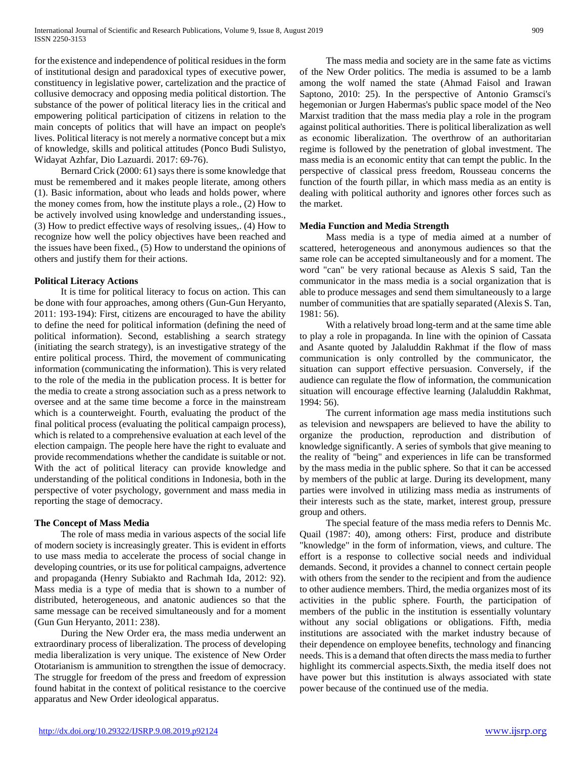for the existence and independence of political residues in the form of institutional design and paradoxical types of executive power, constituency in legislative power, cartelization and the practice of collusive democracy and opposing media political distortion. The substance of the power of political literacy lies in the critical and empowering political participation of citizens in relation to the main concepts of politics that will have an impact on people's lives. Political literacy is not merely a normative concept but a mix of knowledge, skills and political attitudes (Ponco Budi Sulistyo, Widayat Azhfar, Dio Lazuardi. 2017: 69-76).

Bernard Crick (2000: 61) says there is some knowledge that must be remembered and it makes people literate, among others (1). Basic information, about who leads and holds power, where the money comes from, how the institute plays a role., (2) How to be actively involved using knowledge and understanding issues., (3) How to predict effective ways of resolving issues,. (4) How to recognize how well the policy objectives have been reached and the issues have been fixed., (5) How to understand the opinions of others and justify them for their actions.

### Political Literacy Actions

It is time for political literacy to focus on action. This can be done with four approaches, among others (Gun-Gun Heryanto, 2011: 193-194): First, citizens are encouraged to have the ability to define the need for political information (defining the need of political information). Second, establishing a search strategy (initiating the search strategy), is an investigative strategy of the entire political process. Third, the movement of communicating information (communicating the information). This is very related to the role of the media in the publication process. It is better for the media to create a strong association such as a press network to oversee and at the same time become a force in the mainstream which is a counterweight. Fourth, evaluating the product of the final political process (evaluating the political campaign process), which is related to a comprehensive evaluation at each level of the election campaign. The people here have the right to evaluate and provide recommendations whether the candidate is suitable or not. With the act of political literacy can provide knowledge and understanding of the political conditions in Indonesia, both in the perspective of voter psychology, government and mass media in reporting the stage of democracy.

### The Concept of Mass Media

The role of mass media in various aspects of the social life of modern society is increasingly greater. This is evident in efforts to use mass media to accelerate the process of social change in developing countries, or its use for political campaigns, advertence and propaganda (Henry Subiakto and Rachmah Ida, 2012: 92). Mass media is a type of media that is shown to a number of distributed, heterogeneous, and anatonic audiences so that the same message can be received simultaneously and for a moment (Gun Gun Heryanto, 2011: 238).

During the New Order era, the mass media underwent an extraordinary process of liberalization. The process of developing media liberalization is very unique. The existence of New Order Ototarianism is ammunition to strengthen the issue of democracy. The struggle for freedom of the press and freedom of expression found habitat in the context of political resistance to the coercive apparatus and New Order ideological apparatus.

The mass media and society are in the same fate as victims of the New Order politics. The media is assumed to be a lamb among the wolf named the state (Ahmad Faisol and Irawan Saptono, 2010: 25). In the perspective of Antonio Gramsci's hegemonian or Jurgen Habermas's public space model of the Neo Marxist tradition that the mass media play a role in the program against political authorities. There is political liberalization as well as economic liberalization. The overthrow of an authoritarian regime is followed by the penetration of global investment. The mass media is an economic entity that can tempt the public. In the perspective of classical press freedom, Rousseau concerns the function of the fourth pillar, in which mass media as an entity is dealing with political authority and ignores other forces such as the market.

### Media Function and Media Strength

Mass media is a type of media aimed at a number of scattered, heterogeneous and anonymous audiences so that the same role can be accepted simultaneously and for a moment. The word "can" be very rational because as Alexis S said, Tan the communicator in the mass media is a social organization that is able to produce messages and send them simultaneously to a large number of communities that are spatially separated (Alexis S. Tan, 1981: 56).

With a relatively broad long-term and at the same time able to play a role in propaganda. In line with the opinion of Cassata and Asante quoted by Jalaluddin Rakhmat if the flow of mass communication is only controlled by the communicator, the situation can support effective persuasion. Conversely, if the audience can regulate the flow of information, the communication situation will encourage effective learning (Jalaluddin Rakhmat, 1994: 56).

The current information age mass media institutions such as television and newspapers are believed to have the ability to organize the production, reproduction and distribution of knowledge significantly. A series of symbols that give meaning to the reality of "being" and experiences in life can be transformed by the mass media in the public sphere. So that it can be accessed by members of the public at large. During its development, many parties were involved in utilizing mass media as instruments of their interests such as the state, market, interest group, pressure group and others.

The special feature of the mass media refers to Dennis Mc. Quail (1987: 40), among others: First, produce and distribute "knowledge" in the form of information, views, and culture. The effort is a response to collective social needs and individual demands. Second, it provides a channel to connect certain people with others from the sender to the recipient and from the audience to other audience members. Third, the media organizes most of its activities in the public sphere. Fourth, the participation of members of the public in the institution is essentially voluntary without any social obligations or obligations. Fifth, media institutions are associated with the market industry because of their dependence on employee benefits, technology and financing needs. This is a demand that often directs the mass media to further highlight its commercial aspects.Sixth, the media itself does not have power but this institution is always associated with state power because of the continued use of the media.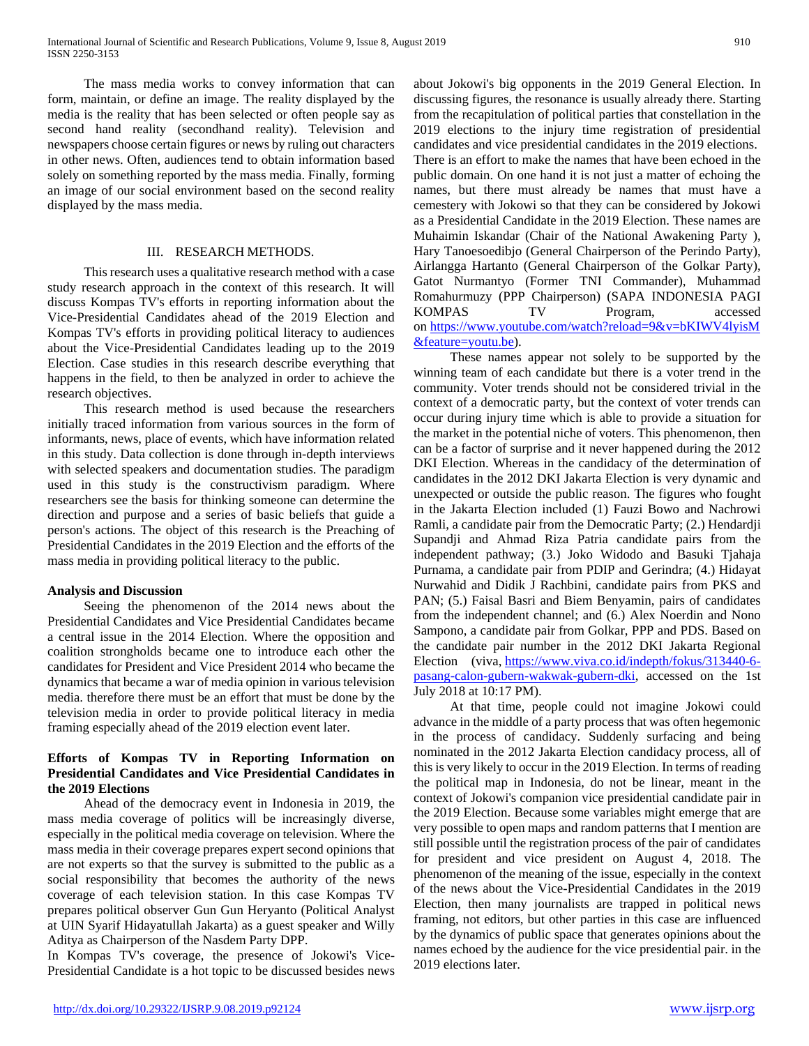The mass media works to convey information that can form, maintain, or define an image. The reality displayed by the media is the reality that has been selected or often people say as second hand reality (secondhand reality). Television and newspapers choose certain figures or news by ruling out characters in other news. Often, audiences tend to obtain information based solely on something reported by the mass media. Finally, forming an image of our social environment based on the second reality displayed by the mass media.

## III. RESEARCH METHODS.

This research uses a qualitative research method with a case study research approach in the context of this research. It will discuss Kompas TV's efforts in reporting information about the Vice-Presidential Candidates ahead of the 2019 Election and Kompas TV's efforts in providing political literacy to audiences about the Vice-Presidential Candidates leading up to the 2019 Election. Case studies in this research describe everything that happens in the field, to then be analyzed in order to achieve the research objectives.

This research method is used because the researchers initially traced information from various sources in the form of informants, news, place of events, which have information related in this study. Data collection is done through in-depth interviews with selected speakers and documentation studies. The paradigm used in this study is the constructivism paradigm. Where researchers see the basis for thinking someone can determine the direction and purpose and a series of basic beliefs that guide a person's actions. The object of this research is the Preaching of Presidential Candidates in the 2019 Election and the efforts of the mass media in providing political literacy to the public.

### Analysis and Discussion

Seeing the phenomenon of the 2014 news about the Presidential Candidates and Vice Presidential Candidates became a central issue in the 2014 Election. Where the opposition and coalition strongholds became one to introduce each other the candidates for President and Vice President 2014 who became the dynamics that became a war of media opinion in various television media. therefore there must be an effort that must be done by the television media in order to provide political literacy in media framing especially ahead of the 2019 election event later.

### Efforts of Kompas TV in Reporting Information on Presidential Candidates and Vice Presidential Candidates in the 2019 Elections

Ahead of the democracy event in Indonesia in 2019, the mass media coverage of politics will be increasingly diverse, especially in the political media coverage on television. Where the mass media in their coverage prepares expert second opinions that are not experts so that the survey is submitted to the public as a social responsibility that becomes the authority of the news coverage of each television station. In this case Kompas TV prepares political observer Gun Gun Heryanto (Political Analyst at UIN Syarif Hidayatullah Jakarta) as a guest speaker and Willy Aditya as Chairperson of the Nasdem Party DPP.

In Kompas TV's coverage, the presence of Jokowi's Vice-Presidential Candidate is a hot topic to be discussed besides news about Jokowi's big opponents in the 2019 General Election. In discussing figures, the resonance is usually already there. Starting from the recapitulation of political parties that constellation in the 2019 elections to the injury time registration of presidential candidates and vice presidential candidates in the 2019 elections.

There is an effort to make the names that have been echoed in the public domain. On one hand it is not just a matter of echoing the names, but there must already be names that must have a cemestery with Jokowi so that they can be considered by Jokowi as a Presidential Candidate in the 2019 Election. These names are Muhaimin Iskandar (Chair of the National Awakening Party ), Hary Tanoesoedibjo (General Chairperson of the Perindo Party), Airlangga Hartanto (General Chairperson of the Golkar Party), Gatot Nurmantyo (Former TNI Commander), Muhammad Romahurmuzy (PPP Chairperson) (SAPA INDONESIA PAGI KOMPAS TV Program, accessed on https://www.youtube.com/watch?reload=9&v=bKIWV4lyisM&feature=youtu.be).

These names appear not solely to be supported by the winning team of each candidate but there is a voter trend in the community. Voter trends should not be considered trivial in the context of a democratic party, but the context of voter trends can occur during injury time which is able to provide a situation for the market in the potential niche of voters. This phenomenon, then can be a factor of surprise and it never happened during the 2012 DKI Election. Whereas in the candidacy of the determination of candidates in the 2012 DKI Jakarta Election is very dynamic and unexpected or outside the public reason. The figures who fought in the Jakarta Election included (1) Fauzi Bowo and Nachrowi Ramli, a candidate pair from the Democratic Party; (2.) Hendardji Supandji and Ahmad Riza Patria candidate pairs from the independent pathway; (3.) Joko Widodo and Basuki Tjahaja Purnama, a candidate pair from PDIP and Gerindra; (4.) Hidayat Nurwahid and Didik J Rachbini, candidate pairs from PKS and PAN; (5.) Faisal Basri and Biem Benyamin, pairs of candidates from the independent channel; and (6.) Alex Noerdin and Nono Sampono, a candidate pair from Golkar, PPP and PDS. Based on the candidate pair number in the 2012 DKI Jakarta Regional Election (viva, https://www.viva.co.id/indepth/fokus/313440-6-pasang-calon-gubern-wakwak-gubern-dki, accessed on the 1st July 2018 at 10:17 PM).

At that time, people could not imagine Jokowi could advance in the middle of a party process that was often hegemonic in the process of candidacy. Suddenly surfacing and being nominated in the 2012 Jakarta Election candidacy process, all of this is very likely to occur in the 2019 Election. In terms of reading the political map in Indonesia, do not be linear, meant in the context of Jokowi's companion vice presidential candidate pair in the 2019 Election. Because some variables might emerge that are very possible to open maps and random patterns that I mention are still possible until the registration process of the pair of candidates for president and vice president on August 4, 2018. The phenomenon of the meaning of the issue, especially in the context of the news about the Vice-Presidential Candidates in the 2019 Election, then many journalists are trapped in political news framing, not editors, but other parties in this case are influenced by the dynamics of public space that generates opinions about the names echoed by the audience for the vice presidential pair. in the 2019 elections later.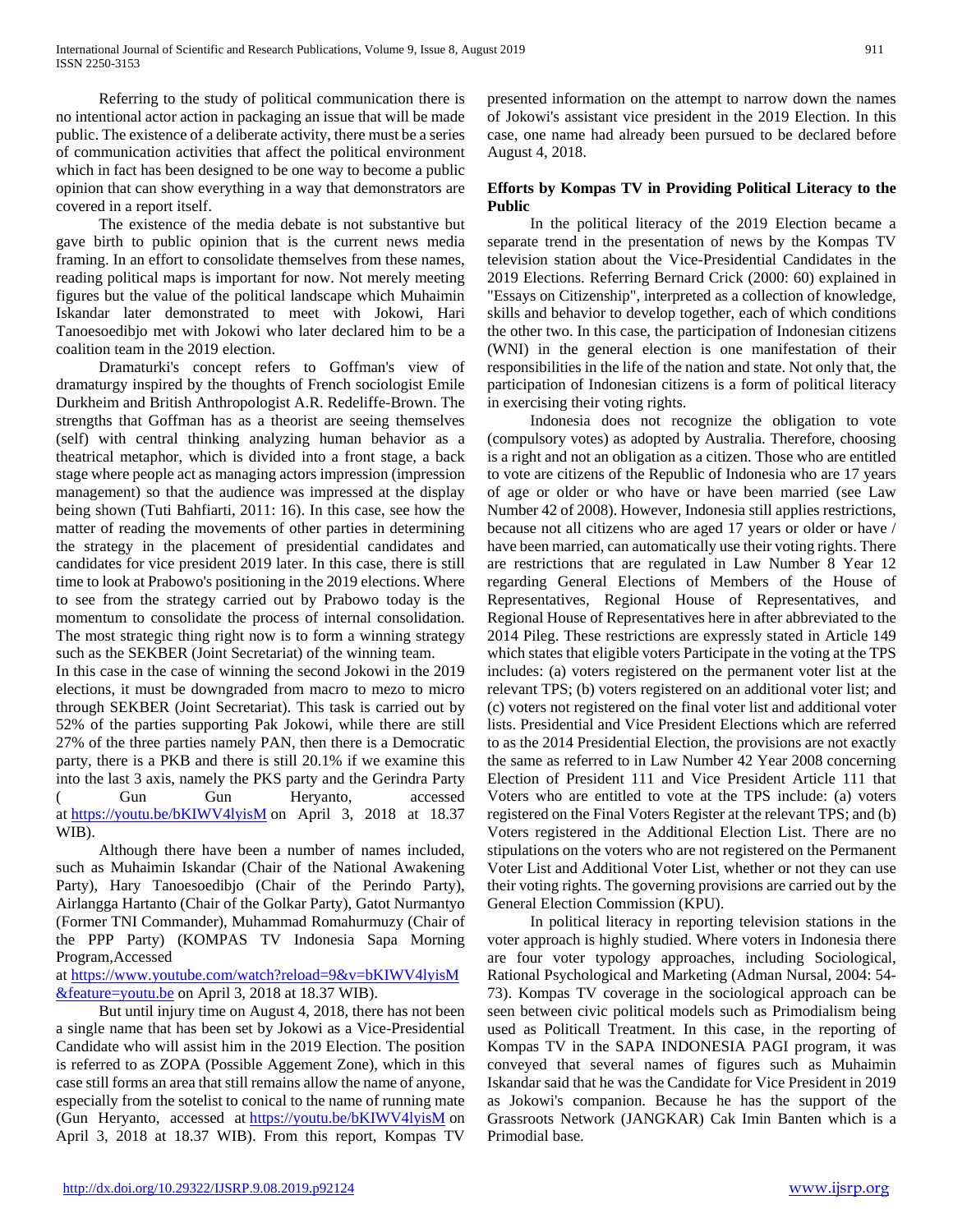Referring to the study of political communication there is no intentional actor action in packaging an issue that will be made public. The existence of a deliberate activity, there must be a series of communication activities that affect the political environment which in fact has been designed to be one way to become a public opinion that can show everything in a way that demonstrators are covered in a report itself.

The existence of the media debate is not substantive but gave birth to public opinion that is the current news media framing. In an effort to consolidate themselves from these names, reading political maps is important for now. Not merely meeting figures but the value of the political landscape which Muhaimin Iskandar later demonstrated to meet with Jokowi, Hari Tanoesoedibjo met with Jokowi who later declared him to be a coalition team in the 2019 election.

Dramaturki's concept refers to Goffman's view of dramaturgy inspired by the thoughts of French sociologist Emile Durkheim and British Anthropologist A.R. Redeliffe-Brown. The strengths that Goffman has as a theorist are seeing themselves (self) with central thinking analyzing human behavior as a theatrical metaphor, which is divided into a front stage, a back stage where people act as managing actors impression (impression management) so that the audience was impressed at the display being shown (Tuti Bahfiarti, 2011: 16). In this case, see how the matter of reading the movements of other parties in determining the strategy in the placement of presidential candidates and candidates for vice president 2019 later. In this case, there is still time to look at Prabowo's positioning in the 2019 elections. Where to see from the strategy carried out by Prabowo today is the momentum to consolidate the process of internal consolidation. The most strategic thing right now is to form a winning strategy such as the SEKBER (Joint Secretariat) of the winning team.

In this case in the case of winning the second Jokowi in the 2019 elections, it must be downgraded from macro to mezo to micro through SEKBER (Joint Secretariat). This task is carried out by 52% of the parties supporting Pak Jokowi, while there are still 27% of the three parties namely PAN, then there is a Democratic party, there is a PKB and there is still 20.1% if we examine this into the last 3 axis, namely the PKS party and the Gerindra Party ( Gun Gun Heryanto, accessed at https://youtu.be/bKIWV4lyisM on April 3, 2018 at 18.37 WIB).

Although there have been a number of names included, such as Muhaimin Iskandar (Chair of the National Awakening Party), Hary Tanoesoedibjo (Chair of the Perindo Party), Airlangga Hartanto (Chair of the Golkar Party), Gatot Nurmantyo (Former TNI Commander), Muhammad Romahurmuzy (Chair of the PPP Party) (KOMPAS TV Indonesia Sapa Morning Program,Accessed at https://www.youtube.com/watch?reload=9&v=bKIWV4lyisM&feature=youtu.be on April 3, 2018 at 18.37 WIB).

But until injury time on August 4, 2018, there has not been a single name that has been set by Jokowi as a Vice-Presidential Candidate who will assist him in the 2019 Election. The position is referred to as ZOPA (Possible Aggement Zone), which in this case still forms an area that still remains allow the name of anyone, especially from the sotelist to conical to the name of running mate (Gun Heryanto, accessed at https://youtu.be/bKIWV4lyisM on April 3, 2018 at 18.37 WIB). From this report, Kompas TV presented information on the attempt to narrow down the names of Jokowi's assistant vice president in the 2019 Election. In this case, one name had already been pursued to be declared before August 4, 2018.

**Efforts by Kompas TV in Providing Political Literacy to the Public**

In the political literacy of the 2019 Election became a separate trend in the presentation of news by the Kompas TV television station about the Vice-Presidential Candidates in the 2019 Elections. Referring Bernard Crick (2000: 60) explained in "Essays on Citizenship", interpreted as a collection of knowledge, skills and behavior to develop together, each of which conditions the other two. In this case, the participation of Indonesian citizens (WNI) in the general election is one manifestation of their responsibilities in the life of the nation and state. Not only that, the participation of Indonesian citizens is a form of political literacy in exercising their voting rights.

Indonesia does not recognize the obligation to vote (compulsory votes) as adopted by Australia. Therefore, choosing is a right and not an obligation as a citizen. Those who are entitled to vote are citizens of the Republic of Indonesia who are 17 years of age or older or who have or have been married (see Law Number 42 of 2008). However, Indonesia still applies restrictions, because not all citizens who are aged 17 years or older or have / have been married, can automatically use their voting rights. There are restrictions that are regulated in Law Number 8 Year 12 regarding General Elections of Members of the House of Representatives, Regional House of Representatives, and Regional House of Representatives here in after abbreviated to the 2014 Pileg. These restrictions are expressly stated in Article 149 which states that eligible voters Participate in the voting at the TPS includes: (a) voters registered on the permanent voter list at the relevant TPS; (b) voters registered on an additional voter list; and (c) voters not registered on the final voter list and additional voter lists. Presidential and Vice President Elections which are referred to as the 2014 Presidential Election, the provisions are not exactly the same as referred to in Law Number 42 Year 2008 concerning Election of President 111 and Vice President Article 111 that Voters who are entitled to vote at the TPS include: (a) voters registered on the Final Voters Register at the relevant TPS; and (b) Voters registered in the Additional Election List. There are no stipulations on the voters who are not registered on the Permanent Voter List and Additional Voter List, whether or not they can use their voting rights. The governing provisions are carried out by the General Election Commission (KPU).

In political literacy in reporting television stations in the voter approach is highly studied. Where voters in Indonesia there are four voter typology approaches, including Sociological, Rational Psychological and Marketing (Adman Nursal, 2004: 54-73). Kompas TV coverage in the sociological approach can be seen between civic political models such as Primodialism being used as Politicall Treatment. In this case, in the reporting of Kompas TV in the SAPA INDONESIA PAGI program, it was conveyed that several names of figures such as Muhaimin Iskandar said that he was the Candidate for Vice President in 2019 as Jokowi's companion. Because he has the support of the Grassroots Network (JANGKAR) Cak Imin Banten which is a Primodial base.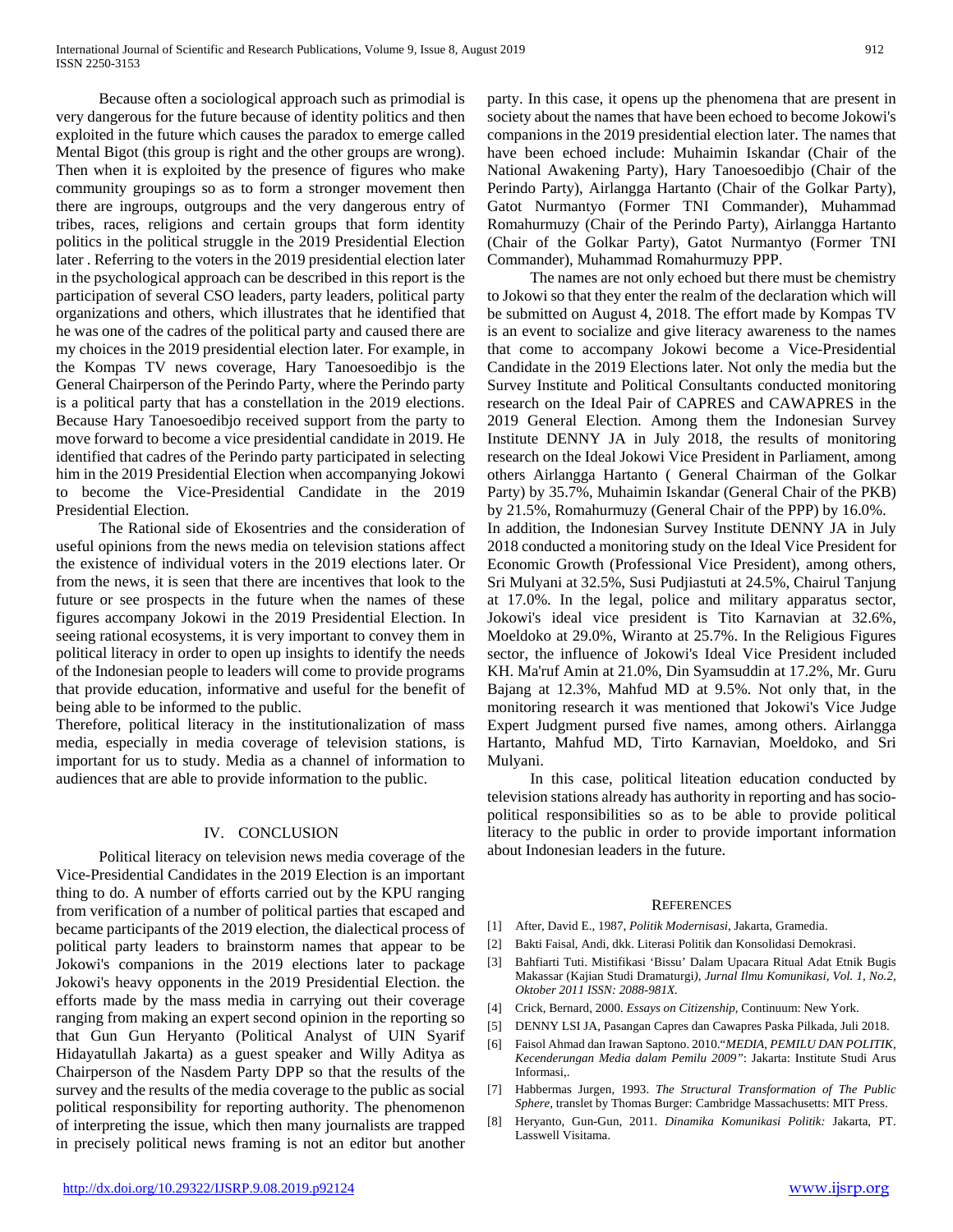Because often a sociological approach such as primodial is very dangerous for the future because of identity politics and then exploited in the future which causes the paradox to emerge called Mental Bigot (this group is right and the other groups are wrong). Then when it is exploited by the presence of figures who make community groupings so as to form a stronger movement then there are ingroups, outgroups and the very dangerous entry of tribes, races, religions and certain groups that form identity politics in the political struggle in the 2019 Presidential Election later . Referring to the voters in the 2019 presidential election later in the psychological approach can be described in this report is the participation of several CSO leaders, party leaders, political party organizations and others, which illustrates that he identified that he was one of the cadres of the political party and caused there are my choices in the 2019 presidential election later. For example, in the Kompas TV news coverage, Hary Tanoesoedibjo is the General Chairperson of the Perindo Party, where the Perindo party is a political party that has a constellation in the 2019 elections. Because Hary Tanoesoedibjo received support from the party to move forward to become a vice presidential candidate in 2019. He identified that cadres of the Perindo party participated in selecting him in the 2019 Presidential Election when accompanying Jokowi to become the Vice-Presidential Candidate in the 2019 Presidential Election.

The Rational side of Ekosentries and the consideration of useful opinions from the news media on television stations affect the existence of individual voters in the 2019 elections later. Or from the news, it is seen that there are incentives that look to the future or see prospects in the future when the names of these figures accompany Jokowi in the 2019 Presidential Election. In seeing rational ecosystems, it is very important to convey them in political literacy in order to open up insights to identify the needs of the Indonesian people to leaders will come to provide programs that provide education, informative and useful for the benefit of being able to be informed to the public.

Therefore, political literacy in the institutionalization of mass media, especially in media coverage of television stations, is important for us to study. Media as a channel of information to audiences that are able to provide information to the public.

## IV. CONCLUSION

Political literacy on television news media coverage of the Vice-Presidential Candidates in the 2019 Election is an important thing to do. A number of efforts carried out by the KPU ranging from verification of a number of political parties that escaped and became participants of the 2019 election, the dialectical process of political party leaders to brainstorm names that appear to be Jokowi's companions in the 2019 elections later to package Jokowi's heavy opponents in the 2019 Presidential Election. the efforts made by the mass media in carrying out their coverage ranging from making an expert second opinion in the reporting so that Gun Gun Heryanto (Political Analyst of UIN Syarif Hidayatullah Jakarta) as a guest speaker and Willy Aditya as Chairperson of the Nasdem Party DPP so that the results of the survey and the results of the media coverage to the public as social political responsibility for reporting authority. The phenomenon of interpreting the issue, which then many journalists are trapped in precisely political news framing is not an editor but another party. In this case, it opens up the phenomena that are present in society about the names that have been echoed to become Jokowi's companions in the 2019 presidential election later. The names that have been echoed include: Muhaimin Iskandar (Chair of the National Awakening Party), Hary Tanoesoedibjo (Chair of the Perindo Party), Airlangga Hartanto (Chair of the Golkar Party), Gatot Nurmantyo (Former TNI Commander), Muhammad Romahurmuzy (Chair of the Perindo Party), Airlangga Hartanto (Chair of the Golkar Party), Gatot Nurmantyo (Former TNI Commander), Muhammad Romahurmuzy PPP.

The names are not only echoed but there must be chemistry to Jokowi so that they enter the realm of the declaration which will be submitted on August 4, 2018. The effort made by Kompas TV is an event to socialize and give literacy awareness to the names that come to accompany Jokowi become a Vice-Presidential Candidate in the 2019 Elections later. Not only the media but the Survey Institute and Political Consultants conducted monitoring research on the Ideal Pair of CAPRES and CAWAPRES in the 2019 General Election. Among them the Indonesian Survey Institute DENNY JA in July 2018, the results of monitoring research on the Ideal Jokowi Vice President in Parliament, among others Airlangga Hartanto ( General Chairman of the Golkar Party) by 35.7%, Muhaimin Iskandar (General Chair of the PKB) by 21.5%, Romahurmuzy (General Chair of the PPP) by 16.0%.

In addition, the Indonesian Survey Institute DENNY JA in July 2018 conducted a monitoring study on the Ideal Vice President for Economic Growth (Professional Vice President), among others, Sri Mulyani at 32.5%, Susi Pudjiastuti at 24.5%, Chairul Tanjung at 17.0%. In the legal, police and military apparatus sector, Jokowi's ideal vice president is Tito Karnavian at 32.6%, Moeldoko at 29.0%, Wiranto at 25.7%. In the Religious Figures sector, the influence of Jokowi's Ideal Vice President included KH. Ma'ruf Amin at 21.0%, Din Syamsuddin at 17.2%, Mr. Guru Bajang at 12.3%, Mahfud MD at 9.5%. Not only that, in the monitoring research it was mentioned that Jokowi's Vice Judge Expert Judgment pursed five names, among others. Airlangga Hartanto, Mahfud MD, Tirto Karnavian, Moeldoko, and Sri Mulyani.

In this case, political liteation education conducted by television stations already has authority in reporting and has socio-political responsibilities so as to be able to provide political literacy to the public in order to provide important information about Indonesian leaders in the future.

## REFERENCES

[1] After, David E., 1987, *Politik Modernisasi*, Jakarta, Gramedia.

[2] Bakti Faisal, Andi, dkk. Literasi Politik dan Konsolidasi Demokrasi.

[3] Bahfiarti Tuti. Mistifikasi 'Bissu' Dalam Upacara Ritual Adat Etnik Bugis Makassar (Kajian Studi Dramaturgi*), Jurnal Ilmu Komunikasi, Vol. 1, No.2, Oktober 2011 ISSN: 2088-981X.*

[4] Crick, Bernard, 2000. *Essays on Citizenship*, Continuum: New York.

[5] DENNY LSI JA, Pasangan Capres dan Cawapres Paska Pilkada, Juli 2018.

[6] Faisol Ahmad dan Irawan Saptono. 2010."*MEDIA, PEMILU DAN POLITIK, Kecenderungan Media dalam Pemilu 2009"*: Jakarta: Institute Studi Arus Informasi,.

[7] Habbermas Jurgen, 1993. *The Structural Transformation of The Public Sphere*, translet by Thomas Burger: Cambridge Massachusetts: MIT Press.

[8] Heryanto, Gun-Gun, 2011. *Dinamika Komunikasi Politik:* Jakarta, PT. Lasswell Visitama.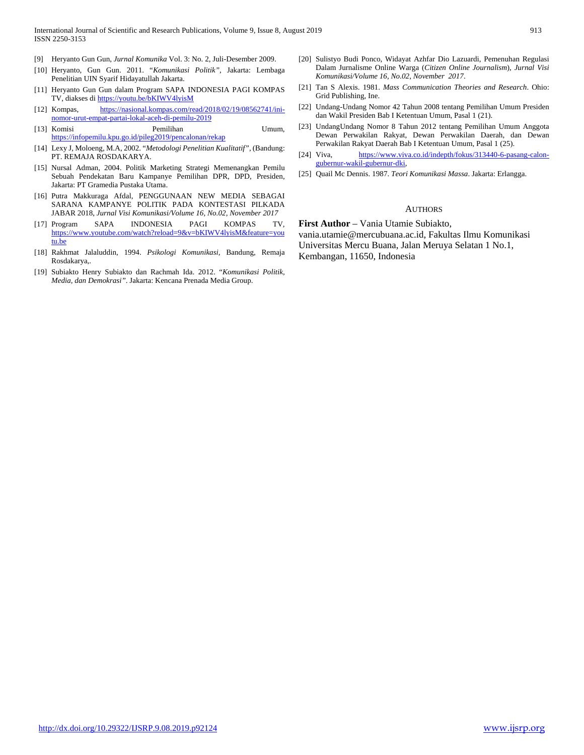[9] Heryanto Gun Gun, *Jurnal Komunika* Vol. 3: No. 2, Juli-Desember 2009.

[10] Heryanto, Gun Gun. 2011. *"Komunikasi Politik"*, Jakarta: Lembaga Penelitian UIN Syarif Hidayatullah Jakarta.

[11] Heryanto Gun Gun dalam Program SAPA INDONESIA PAGI KOMPAS TV, diakses di https://youtu.be/bKIWV4lyisM

[12] Kompas, https://nasional.kompas.com/read/2018/02/19/08562741/ini-nomor-urut-empat-partai-lokal-aceh-di-pemilu-2019

[13] Komisi Pemilihan Umum, https://infopemilu.kpu.go.id/pileg2019/pencalonan/rekap

[14] Lexy J, Moloeng, M.A, 2002. "*Metodologi Penelitian Kualitatif*", (Bandung: PT. REMAJA ROSDAKARYA.

[15] Nursal Adman, 2004. Politik Marketing Strategi Memenangkan Pemilu Sebuah Pendekatan Baru Kampanye Pemilihan DPR, DPD, Presiden, Jakarta: PT Gramedia Pustaka Utama.

[16] Putra Makkuraga Afdal, PENGGUNAAN NEW MEDIA SEBAGAI SARANA KAMPANYE POLITIK PADA KONTESTASI PILKADA JABAR 2018, *Jurnal Visi Komunikasi/Volume 16, No.02, November 2017*

[17] Program SAPA INDONESIA PAGI KOMPAS TV, https://www.youtube.com/watch?reload=9&v=bKIWV4lyisM&feature=youtu.be

[18] Rakhmat Jalaluddin, 1994. *Psikologi Komunikasi*, Bandung, Remaja Rosdakarya,.

[19] Subiakto Henry Subiakto dan Rachmah Ida. 2012. "*Komunikasi Politik, Media, dan Demokrasi"*. Jakarta: Kencana Prenada Media Group.

[20] Sulistyo Budi Ponco, Widayat Azhfar Dio Lazuardi, Pemenuhan Regulasi Dalam Jurnalisme Online Warga (*Citizen Online Journalism*), *Jurnal Visi Komunikasi/Volume 16, No.02, November 2017*.

[21] Tan S Alexis. 1981. *Mass Communication Theories and Research*. Ohio: Grid Publishing, Ine.

[22] Undang-Undang Nomor 42 Tahun 2008 tentang Pemilihan Umum Presiden dan Wakil Presiden Bab I Ketentuan Umum, Pasal 1 (21).

[23] UndangUndang Nomor 8 Tahun 2012 tentang Pemilihan Umum Anggota Dewan Perwakilan Rakyat, Dewan Perwakilan Daerah, dan Dewan Perwakilan Rakyat Daerah Bab I Ketentuan Umum, Pasal 1 (25).

[24] Viva, https://www.viva.co.id/indepth/fokus/313440-6-pasang-calon-gubernur-wakil-gubernur-dki,

[25] Quail Mc Dennis. 1987. *Teori Komunikasi Massa*. Jakarta: Erlangga.

## AUTHORS

**First Author** – Vania Utamie Subiakto, vania.utamie@mercubuana.ac.id, Fakultas Ilmu Komunikasi Universitas Mercu Buana, Jalan Meruya Selatan 1 No.1, Kembangan, 11650, Indonesia